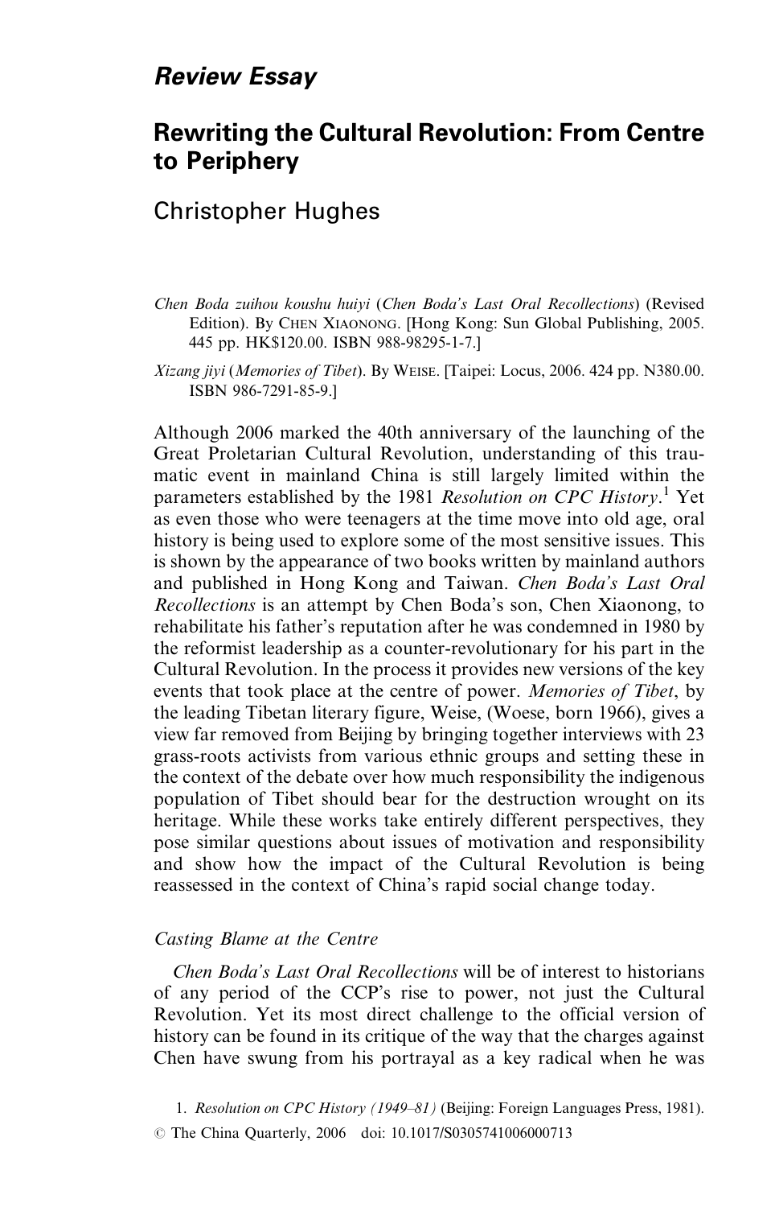*Review Essay*

# Rewriting the Cultural Revolution: From Centre to Periphery

## Christopher Hughes

*Chen Boda zuihou koushu huiyi* (*Chen Boda's Last Oral Recollections*) (Revised Edition). By CHEN XIAONONG. [Hong Kong: Sun Global Publishing, 2005. 445 pp. HK$120.00. ISBN 988-98295-1-7.]

*Xizang jiyi* (*Memories of Tibet*). By WEISE. [Taipei: Locus, 2006. 424 pp. N380.00. ISBN 986-7291-85-9.]

Although 2006 marked the 40th anniversary of the launching of the Great Proletarian Cultural Revolution, understanding of this traumatic event in mainland China is still largely limited within the parameters established by the 1981 *Resolution on CPC History*.[1] Yet as even those who were teenagers at the time move into old age, oral history is being used to explore some of the most sensitive issues. This is shown by the appearance of two books written by mainland authors and published in Hong Kong and Taiwan. *Chen Boda's Last Oral Recollections* is an attempt by Chen Boda's son, Chen Xiaonong, to rehabilitate his father's reputation after he was condemned in 1980 by the reformist leadership as a counter-revolutionary for his part in the Cultural Revolution. In the process it provides new versions of the key events that took place at the centre of power. *Memories of Tibet*, by the leading Tibetan literary figure, Weise, (Woese, born 1966), gives a view far removed from Beijing by bringing together interviews with 23 grass-roots activists from various ethnic groups and setting these in the context of the debate over how much responsibility the indigenous population of Tibet should bear for the destruction wrought on its heritage. While these works take entirely different perspectives, they pose similar questions about issues of motivation and responsibility and show how the impact of the Cultural Revolution is being reassessed in the context of China's rapid social change today.

### *Casting Blame at the Centre*

*Chen Boda's Last Oral Recollections* will be of interest to historians of any period of the CCP's rise to power, not just the Cultural Revolution. Yet its most direct challenge to the official version of history can be found in its critique of the way that the charges against Chen have swung from his portrayal as a key radical when he was

1. *Resolution on CPC History (1949–81)* (Beijing: Foreign Languages Press, 1981).

© The China Quarterly, 2006 doi: 10.1017/S0305741006000713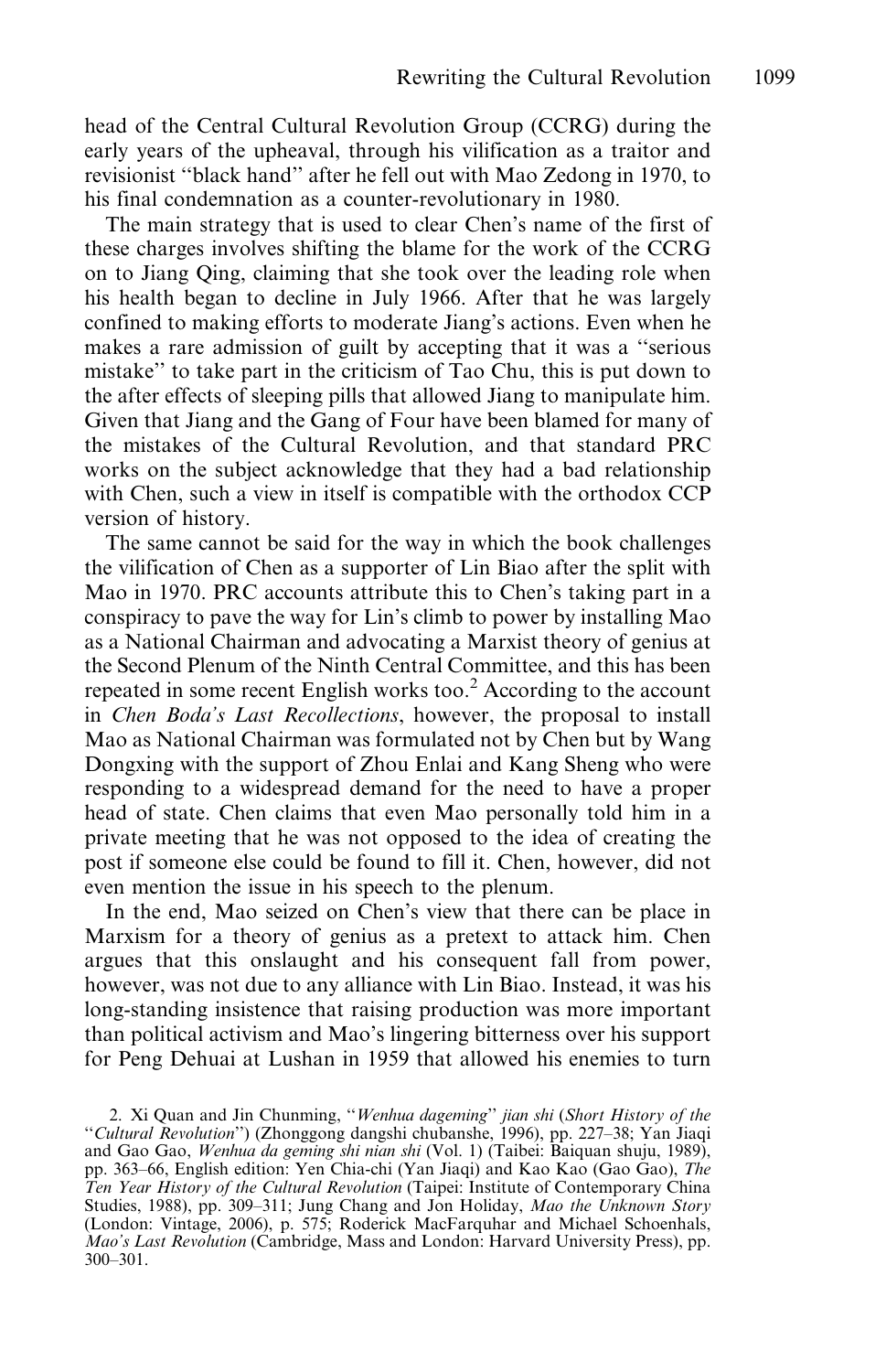head of the Central Cultural Revolution Group (CCRG) during the early years of the upheaval, through his vilification as a traitor and revisionist "black hand" after he fell out with Mao Zedong in 1970, to his final condemnation as a counter-revolutionary in 1980.

The main strategy that is used to clear Chen's name of the first of these charges involves shifting the blame for the work of the CCRG on to Jiang Qing, claiming that she took over the leading role when his health began to decline in July 1966. After that he was largely confined to making efforts to moderate Jiang's actions. Even when he makes a rare admission of guilt by accepting that it was a "serious mistake" to take part in the criticism of Tao Chu, this is put down to the after effects of sleeping pills that allowed Jiang to manipulate him. Given that Jiang and the Gang of Four have been blamed for many of the mistakes of the Cultural Revolution, and that standard PRC works on the subject acknowledge that they had a bad relationship with Chen, such a view in itself is compatible with the orthodox CCP version of history.

The same cannot be said for the way in which the book challenges the vilification of Chen as a supporter of Lin Biao after the split with Mao in 1970. PRC accounts attribute this to Chen's taking part in a conspiracy to pave the way for Lin's climb to power by installing Mao as a National Chairman and advocating a Marxist theory of genius at the Second Plenum of the Ninth Central Committee, and this has been repeated in some recent English works too.[2] According to the account in *Chen Boda's Last Recollections*, however, the proposal to install Mao as National Chairman was formulated not by Chen but by Wang Dongxing with the support of Zhou Enlai and Kang Sheng who were responding to a widespread demand for the need to have a proper head of state. Chen claims that even Mao personally told him in a private meeting that he was not opposed to the idea of creating the post if someone else could be found to fill it. Chen, however, did not even mention the issue in his speech to the plenum.

In the end, Mao seized on Chen's view that there can be place in Marxism for a theory of genius as a pretext to attack him. Chen argues that this onslaught and his consequent fall from power, however, was not due to any alliance with Lin Biao. Instead, it was his long-standing insistence that raising production was more important than political activism and Mao's lingering bitterness over his support for Peng Dehuai at Lushan in 1959 that allowed his enemies to turn

2. Xi Quan and Jin Chunming, "*Wenhua dageming*" *jian shi* (*Short History of the "Cultural Revolution"*) (Zhonggong dangshi chubanshe, 1996), pp. 227–38; Yan Jiaqi and Gao Gao, *Wenhua da geming shi nian shi* (Vol. 1) (Taibei: Baiquan shuju, 1989), pp. 363–66, English edition: Yen Chia-chi (Yan Jiaqi) and Kao Kao (Gao Gao), *The Ten Year History of the Cultural Revolution* (Taipei: Institute of Contemporary China Studies, 1988), pp. 309–311; Jung Chang and Jon Holiday, *Mao the Unknown Story* (London: Vintage, 2006), p. 575; Roderick MacFarquhar and Michael Schoenhals, *Mao's Last Revolution* (Cambridge, Mass and London: Harvard University Press), pp. 300–301.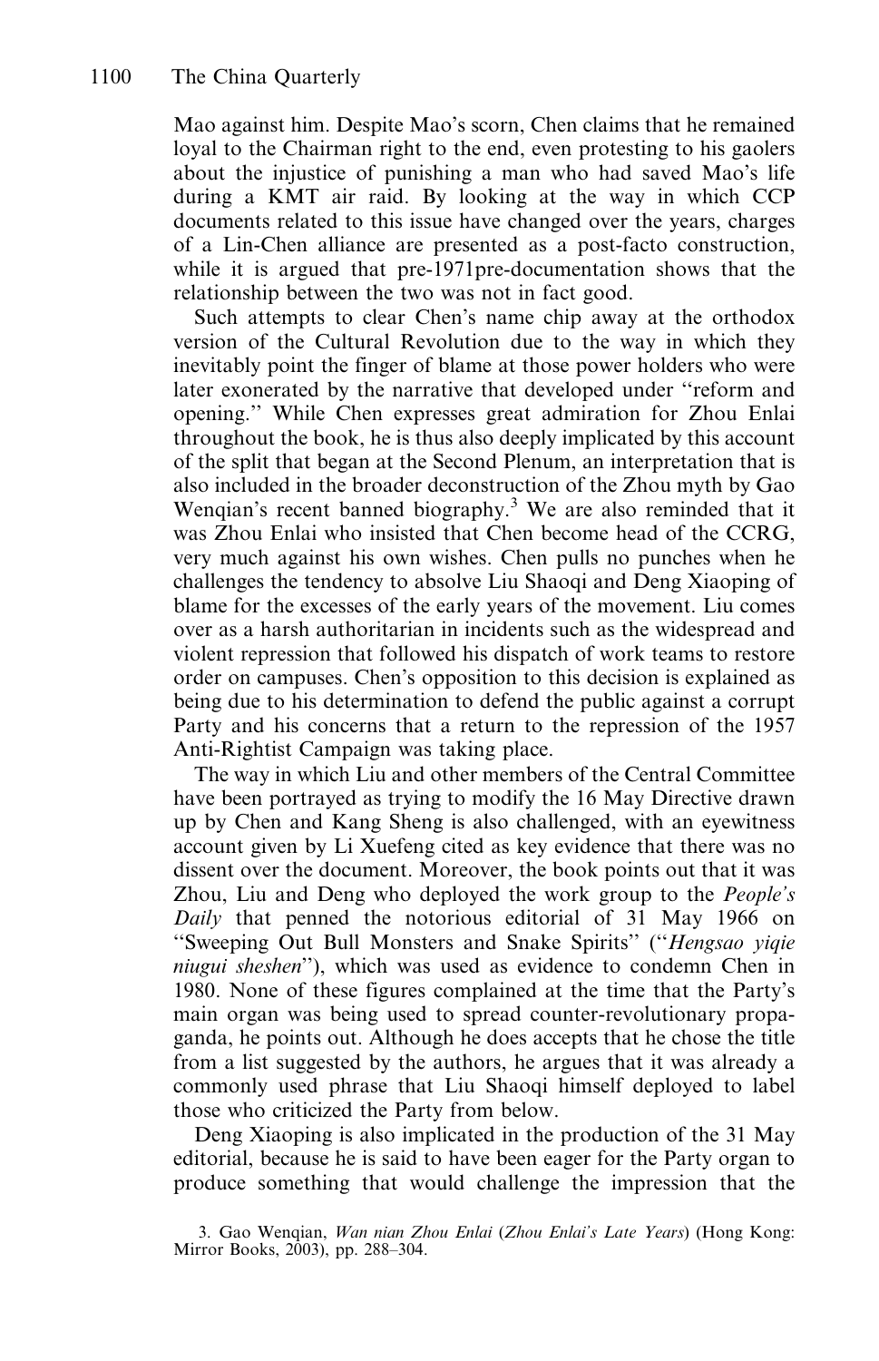Mao against him. Despite Mao's scorn, Chen claims that he remained loyal to the Chairman right to the end, even protesting to his gaolers about the injustice of punishing a man who had saved Mao's life during a KMT air raid. By looking at the way in which CCP documents related to this issue have changed over the years, charges of a Lin-Chen alliance are presented as a post-facto construction, while it is argued that pre-1971pre-documentation shows that the relationship between the two was not in fact good.

Such attempts to clear Chen's name chip away at the orthodox version of the Cultural Revolution due to the way in which they inevitably point the finger of blame at those power holders who were later exonerated by the narrative that developed under "reform and opening." While Chen expresses great admiration for Zhou Enlai throughout the book, he is thus also deeply implicated by this account of the split that began at the Second Plenum, an interpretation that is also included in the broader deconstruction of the Zhou myth by Gao Wenqian's recent banned biography.[3] We are also reminded that it was Zhou Enlai who insisted that Chen become head of the CCRG, very much against his own wishes. Chen pulls no punches when he challenges the tendency to absolve Liu Shaoqi and Deng Xiaoping of blame for the excesses of the early years of the movement. Liu comes over as a harsh authoritarian in incidents such as the widespread and violent repression that followed his dispatch of work teams to restore order on campuses. Chen's opposition to this decision is explained as being due to his determination to defend the public against a corrupt Party and his concerns that a return to the repression of the 1957 Anti-Rightist Campaign was taking place.

The way in which Liu and other members of the Central Committee have been portrayed as trying to modify the 16 May Directive drawn up by Chen and Kang Sheng is also challenged, with an eyewitness account given by Li Xuefeng cited as key evidence that there was no dissent over the document. Moreover, the book points out that it was Zhou, Liu and Deng who deployed the work group to the *People's Daily* that penned the notorious editorial of 31 May 1966 on "Sweeping Out Bull Monsters and Snake Spirits" ("*Hengsao yiqie niugui sheshen*"), which was used as evidence to condemn Chen in 1980. None of these figures complained at the time that the Party's main organ was being used to spread counter-revolutionary propaganda, he points out. Although he does accepts that he chose the title from a list suggested by the authors, he argues that it was already a commonly used phrase that Liu Shaoqi himself deployed to label those who criticized the Party from below.

Deng Xiaoping is also implicated in the production of the 31 May editorial, because he is said to have been eager for the Party organ to produce something that would challenge the impression that the

3. Gao Wenqian, *Wan nian Zhou Enlai* (*Zhou Enlai's Late Years*) (Hong Kong: Mirror Books, 2003), pp. 288–304.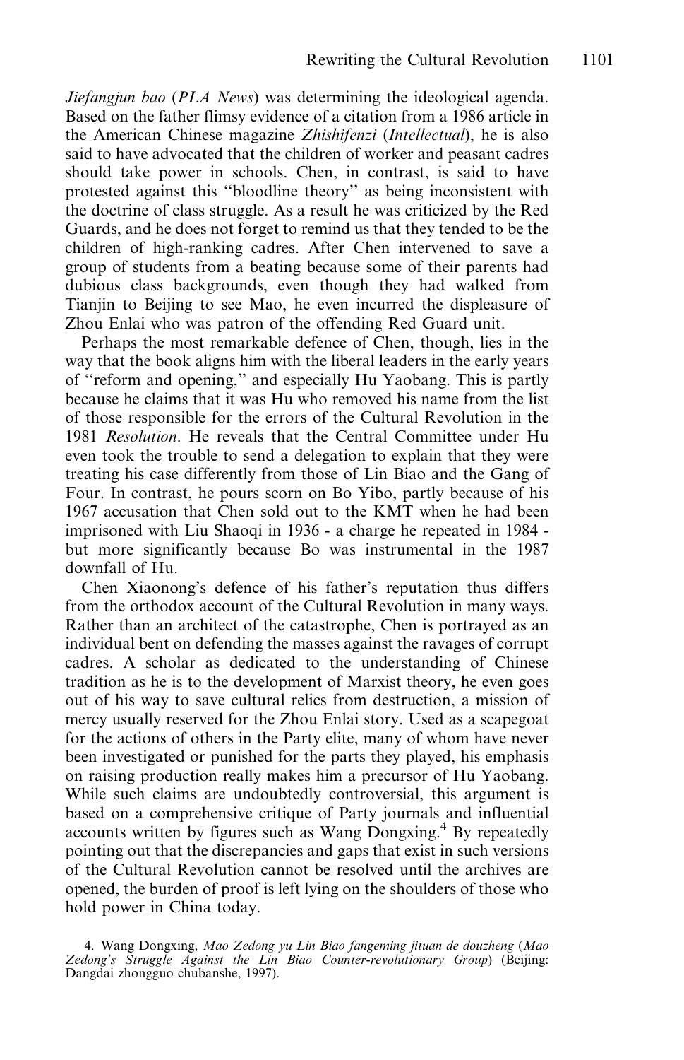*Jiefangjun bao* (*PLA News*) was determining the ideological agenda. Based on the father flimsy evidence of a citation from a 1986 article in the American Chinese magazine *Zhishifenzi* (*Intellectual*), he is also said to have advocated that the children of worker and peasant cadres should take power in schools. Chen, in contrast, is said to have protested against this "bloodline theory" as being inconsistent with the doctrine of class struggle. As a result he was criticized by the Red Guards, and he does not forget to remind us that they tended to be the children of high-ranking cadres. After Chen intervened to save a group of students from a beating because some of their parents had dubious class backgrounds, even though they had walked from Tianjin to Beijing to see Mao, he even incurred the displeasure of Zhou Enlai who was patron of the offending Red Guard unit.

Perhaps the most remarkable defence of Chen, though, lies in the way that the book aligns him with the liberal leaders in the early years of "reform and opening," and especially Hu Yaobang. This is partly because he claims that it was Hu who removed his name from the list of those responsible for the errors of the Cultural Revolution in the 1981 *Resolution*. He reveals that the Central Committee under Hu even took the trouble to send a delegation to explain that they were treating his case differently from those of Lin Biao and the Gang of Four. In contrast, he pours scorn on Bo Yibo, partly because of his 1967 accusation that Chen sold out to the KMT when he had been imprisoned with Liu Shaoqi in 1936 - a charge he repeated in 1984 - but more significantly because Bo was instrumental in the 1987 downfall of Hu.

Chen Xiaonong's defence of his father's reputation thus differs from the orthodox account of the Cultural Revolution in many ways. Rather than an architect of the catastrophe, Chen is portrayed as an individual bent on defending the masses against the ravages of corrupt cadres. A scholar as dedicated to the understanding of Chinese tradition as he is to the development of Marxist theory, he even goes out of his way to save cultural relics from destruction, a mission of mercy usually reserved for the Zhou Enlai story. Used as a scapegoat for the actions of others in the Party elite, many of whom have never been investigated or punished for the parts they played, his emphasis on raising production really makes him a precursor of Hu Yaobang. While such claims are undoubtedly controversial, this argument is based on a comprehensive critique of Party journals and influential accounts written by figures such as Wang Dongxing.[4] By repeatedly pointing out that the discrepancies and gaps that exist in such versions of the Cultural Revolution cannot be resolved until the archives are opened, the burden of proof is left lying on the shoulders of those who hold power in China today.

4. Wang Dongxing, *Mao Zedong yu Lin Biao fangeming jituan de douzheng* (*Mao Zedong's Struggle Against the Lin Biao Counter-revolutionary Group*) (Beijing: Dangdai zhongguo chubanshe, 1997).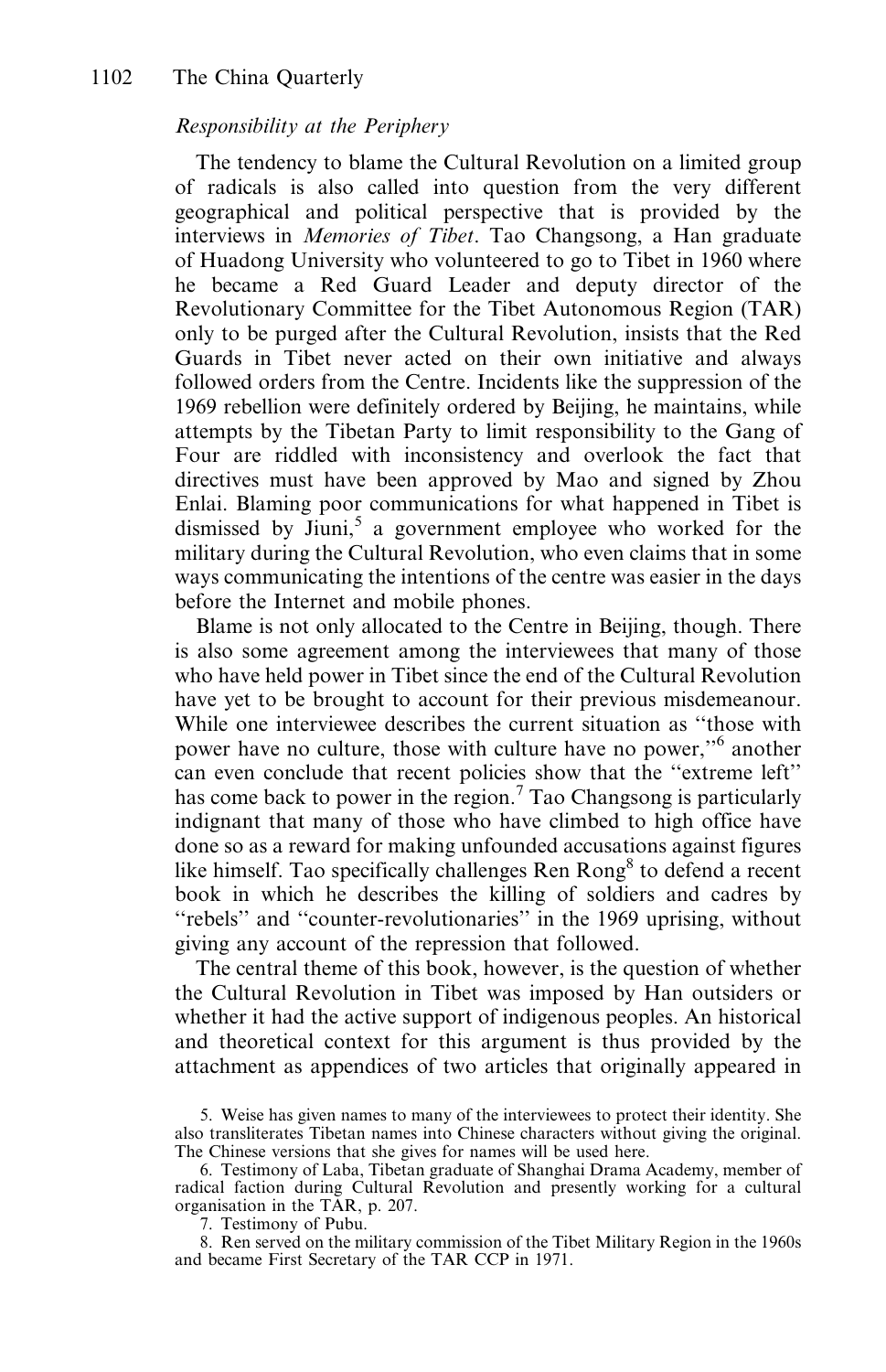*Responsibility at the Periphery*

The tendency to blame the Cultural Revolution on a limited group of radicals is also called into question from the very different geographical and political perspective that is provided by the interviews in *Memories of Tibet*. Tao Changsong, a Han graduate of Huadong University who volunteered to go to Tibet in 1960 where he became a Red Guard Leader and deputy director of the Revolutionary Committee for the Tibet Autonomous Region (TAR) only to be purged after the Cultural Revolution, insists that the Red Guards in Tibet never acted on their own initiative and always followed orders from the Centre. Incidents like the suppression of the 1969 rebellion were definitely ordered by Beijing, he maintains, while attempts by the Tibetan Party to limit responsibility to the Gang of Four are riddled with inconsistency and overlook the fact that directives must have been approved by Mao and signed by Zhou Enlai. Blaming poor communications for what happened in Tibet is dismissed by Jiuni,[5] a government employee who worked for the military during the Cultural Revolution, who even claims that in some ways communicating the intentions of the centre was easier in the days before the Internet and mobile phones.

Blame is not only allocated to the Centre in Beijing, though. There is also some agreement among the interviewees that many of those who have held power in Tibet since the end of the Cultural Revolution have yet to be brought to account for their previous misdemeanour. While one interviewee describes the current situation as "those with power have no culture, those with culture have no power,"[6] another can even conclude that recent policies show that the "extreme left" has come back to power in the region.[7] Tao Changsong is particularly indignant that many of those who have climbed to high office have done so as a reward for making unfounded accusations against figures like himself. Tao specifically challenges Ren Rong[8] to defend a recent book in which he describes the killing of soldiers and cadres by "rebels" and "counter-revolutionaries" in the 1969 uprising, without giving any account of the repression that followed.

The central theme of this book, however, is the question of whether the Cultural Revolution in Tibet was imposed by Han outsiders or whether it had the active support of indigenous peoples. An historical and theoretical context for this argument is thus provided by the attachment as appendices of two articles that originally appeared in

5. Weise has given names to many of the interviewees to protect their identity. She also transliterates Tibetan names into Chinese characters without giving the original. The Chinese versions that she gives for names will be used here.

6. Testimony of Laba, Tibetan graduate of Shanghai Drama Academy, member of radical faction during Cultural Revolution and presently working for a cultural organisation in the TAR, p. 207.

7. Testimony of Pubu.

8. Ren served on the military commission of the Tibet Military Region in the 1960s and became First Secretary of the TAR CCP in 1971.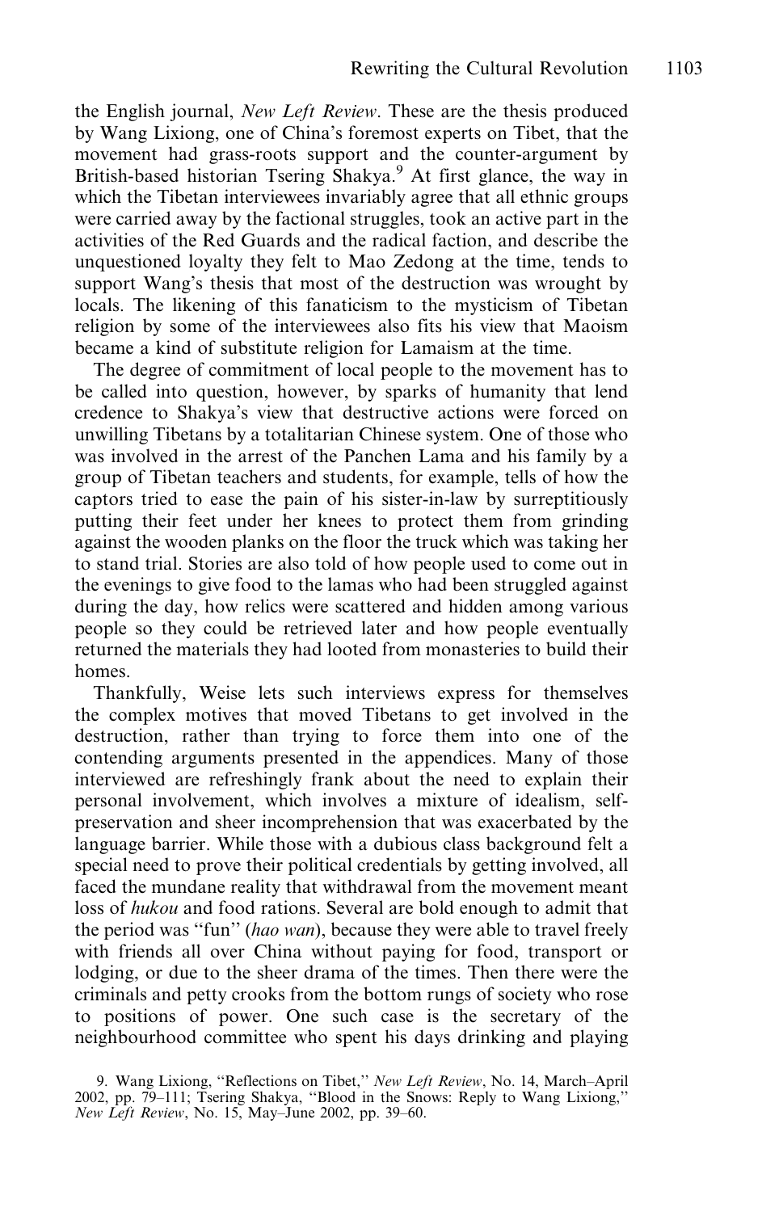the English journal, *New Left Review*. These are the thesis produced by Wang Lixiong, one of China's foremost experts on Tibet, that the movement had grass-roots support and the counter-argument by British-based historian Tsering Shakya.[9] At first glance, the way in which the Tibetan interviewees invariably agree that all ethnic groups were carried away by the factional struggles, took an active part in the activities of the Red Guards and the radical faction, and describe the unquestioned loyalty they felt to Mao Zedong at the time, tends to support Wang's thesis that most of the destruction was wrought by locals. The likening of this fanaticism to the mysticism of Tibetan religion by some of the interviewees also fits his view that Maoism became a kind of substitute religion for Lamaism at the time.

The degree of commitment of local people to the movement has to be called into question, however, by sparks of humanity that lend credence to Shakya's view that destructive actions were forced on unwilling Tibetans by a totalitarian Chinese system. One of those who was involved in the arrest of the Panchen Lama and his family by a group of Tibetan teachers and students, for example, tells of how the captors tried to ease the pain of his sister-in-law by surreptitiously putting their feet under her knees to protect them from grinding against the wooden planks on the floor the truck which was taking her to stand trial. Stories are also told of how people used to come out in the evenings to give food to the lamas who had been struggled against during the day, how relics were scattered and hidden among various people so they could be retrieved later and how people eventually returned the materials they had looted from monasteries to build their homes.

Thankfully, Weise lets such interviews express for themselves the complex motives that moved Tibetans to get involved in the destruction, rather than trying to force them into one of the contending arguments presented in the appendices. Many of those interviewed are refreshingly frank about the need to explain their personal involvement, which involves a mixture of idealism, self-preservation and sheer incomprehension that was exacerbated by the language barrier. While those with a dubious class background felt a special need to prove their political credentials by getting involved, all faced the mundane reality that withdrawal from the movement meant loss of *hukou* and food rations. Several are bold enough to admit that the period was "fun" (*hao wan*), because they were able to travel freely with friends all over China without paying for food, transport or lodging, or due to the sheer drama of the times. Then there were the criminals and petty crooks from the bottom rungs of society who rose to positions of power. One such case is the secretary of the neighbourhood committee who spent his days drinking and playing

9. Wang Lixiong, "Reflections on Tibet," *New Left Review*, No. 14, March–April 2002, pp. 79–111; Tsering Shakya, "Blood in the Snows: Reply to Wang Lixiong," *New Left Review*, No. 15, May–June 2002, pp. 39–60.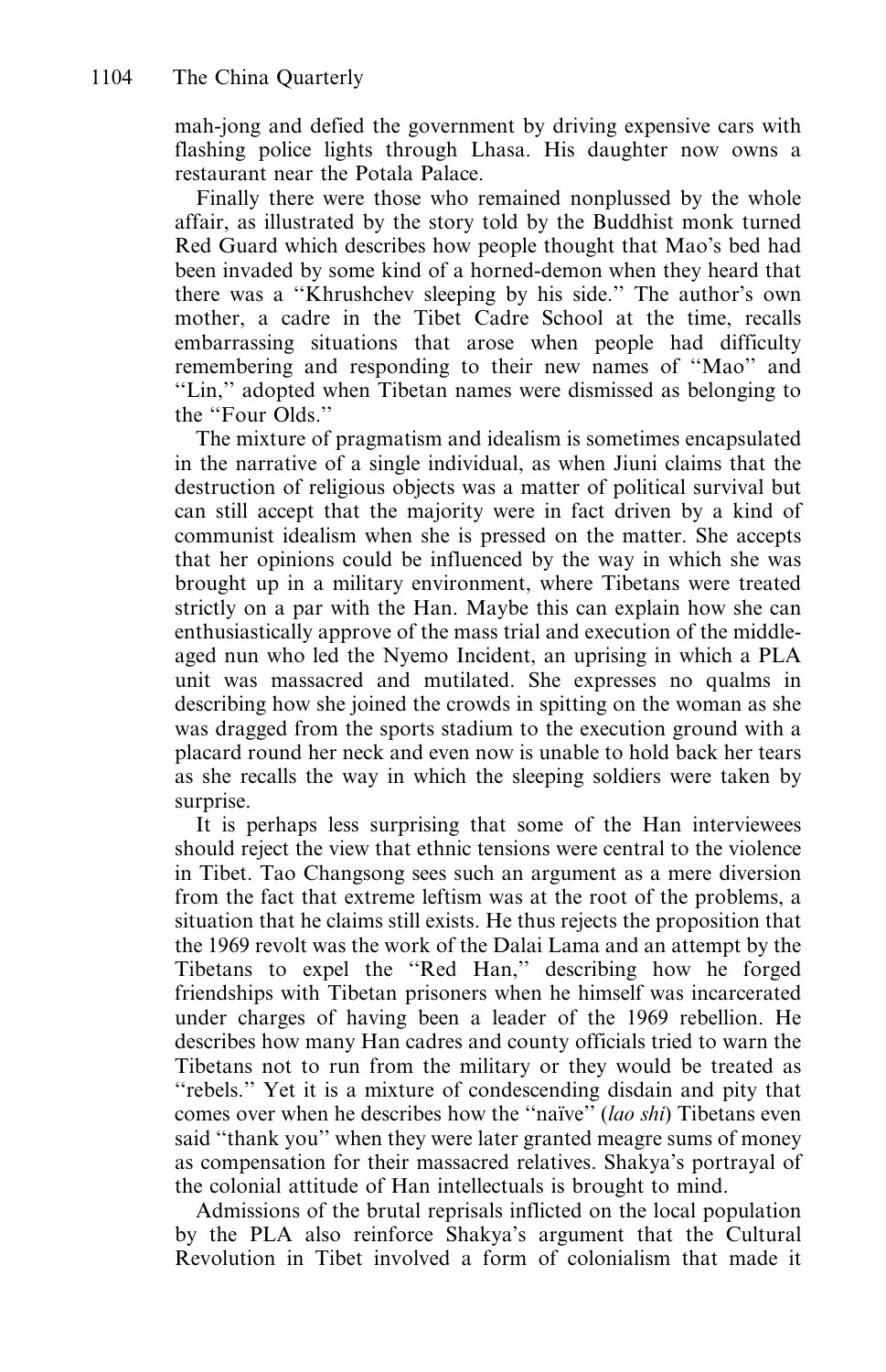mah-jong and defied the government by driving expensive cars with flashing police lights through Lhasa. His daughter now owns a restaurant near the Potala Palace.

Finally there were those who remained nonplussed by the whole affair, as illustrated by the story told by the Buddhist monk turned Red Guard which describes how people thought that Mao's bed had been invaded by some kind of a horned-demon when they heard that there was a "Khrushchev sleeping by his side." The author's own mother, a cadre in the Tibet Cadre School at the time, recalls embarrassing situations that arose when people had difficulty remembering and responding to their new names of "Mao" and "Lin," adopted when Tibetan names were dismissed as belonging to the "Four Olds."

The mixture of pragmatism and idealism is sometimes encapsulated in the narrative of a single individual, as when Jiuni claims that the destruction of religious objects was a matter of political survival but can still accept that the majority were in fact driven by a kind of communist idealism when she is pressed on the matter. She accepts that her opinions could be influenced by the way in which she was brought up in a military environment, where Tibetans were treated strictly on a par with the Han. Maybe this can explain how she can enthusiastically approve of the mass trial and execution of the middle-aged nun who led the Nyemo Incident, an uprising in which a PLA unit was massacred and mutilated. She expresses no qualms in describing how she joined the crowds in spitting on the woman as she was dragged from the sports stadium to the execution ground with a placard round her neck and even now is unable to hold back her tears as she recalls the way in which the sleeping soldiers were taken by surprise.

It is perhaps less surprising that some of the Han interviewees should reject the view that ethnic tensions were central to the violence in Tibet. Tao Changsong sees such an argument as a mere diversion from the fact that extreme leftism was at the root of the problems, a situation that he claims still exists. He thus rejects the proposition that the 1969 revolt was the work of the Dalai Lama and an attempt by the Tibetans to expel the "Red Han," describing how he forged friendships with Tibetan prisoners when he himself was incarcerated under charges of having been a leader of the 1969 rebellion. He describes how many Han cadres and county officials tried to warn the Tibetans not to run from the military or they would be treated as "rebels." Yet it is a mixture of condescending disdain and pity that comes over when he describes how the "naïve" (*lao shi*) Tibetans even said "thank you" when they were later granted meagre sums of money as compensation for their massacred relatives. Shakya's portrayal of the colonial attitude of Han intellectuals is brought to mind.

Admissions of the brutal reprisals inflicted on the local population by the PLA also reinforce Shakya's argument that the Cultural Revolution in Tibet involved a form of colonialism that made it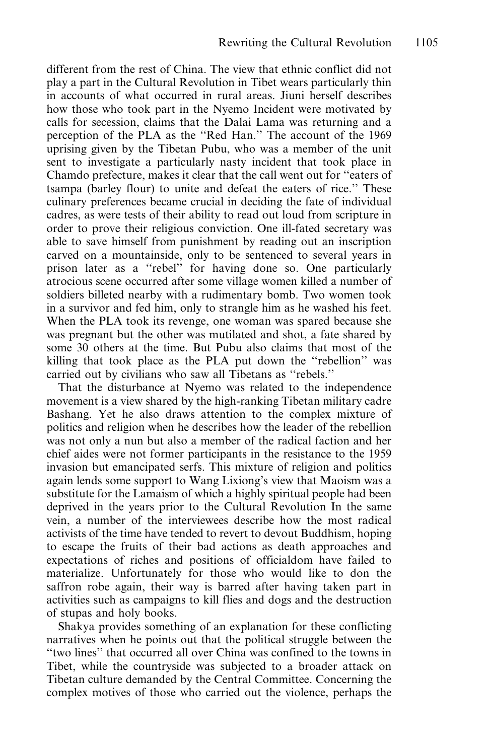different from the rest of China. The view that ethnic conflict did not play a part in the Cultural Revolution in Tibet wears particularly thin in accounts of what occurred in rural areas. Jiuni herself describes how those who took part in the Nyemo Incident were motivated by calls for secession, claims that the Dalai Lama was returning and a perception of the PLA as the "Red Han." The account of the 1969 uprising given by the Tibetan Pubu, who was a member of the unit sent to investigate a particularly nasty incident that took place in Chamdo prefecture, makes it clear that the call went out for "eaters of tsampa (barley flour) to unite and defeat the eaters of rice." These culinary preferences became crucial in deciding the fate of individual cadres, as were tests of their ability to read out loud from scripture in order to prove their religious conviction. One ill-fated secretary was able to save himself from punishment by reading out an inscription carved on a mountainside, only to be sentenced to several years in prison later as a "rebel" for having done so. One particularly atrocious scene occurred after some village women killed a number of soldiers billeted nearby with a rudimentary bomb. Two women took in a survivor and fed him, only to strangle him as he washed his feet. When the PLA took its revenge, one woman was spared because she was pregnant but the other was mutilated and shot, a fate shared by some 30 others at the time. But Pubu also claims that most of the killing that took place as the PLA put down the "rebellion" was carried out by civilians who saw all Tibetans as "rebels."

That the disturbance at Nyemo was related to the independence movement is a view shared by the high-ranking Tibetan military cadre Bashang. Yet he also draws attention to the complex mixture of politics and religion when he describes how the leader of the rebellion was not only a nun but also a member of the radical faction and her chief aides were not former participants in the resistance to the 1959 invasion but emancipated serfs. This mixture of religion and politics again lends some support to Wang Lixiong's view that Maoism was a substitute for the Lamaism of which a highly spiritual people had been deprived in the years prior to the Cultural Revolution In the same vein, a number of the interviewees describe how the most radical activists of the time have tended to revert to devout Buddhism, hoping to escape the fruits of their bad actions as death approaches and expectations of riches and positions of officialdom have failed to materialize. Unfortunately for those who would like to don the saffron robe again, their way is barred after having taken part in activities such as campaigns to kill flies and dogs and the destruction of stupas and holy books.

Shakya provides something of an explanation for these conflicting narratives when he points out that the political struggle between the "two lines" that occurred all over China was confined to the towns in Tibet, while the countryside was subjected to a broader attack on Tibetan culture demanded by the Central Committee. Concerning the complex motives of those who carried out the violence, perhaps the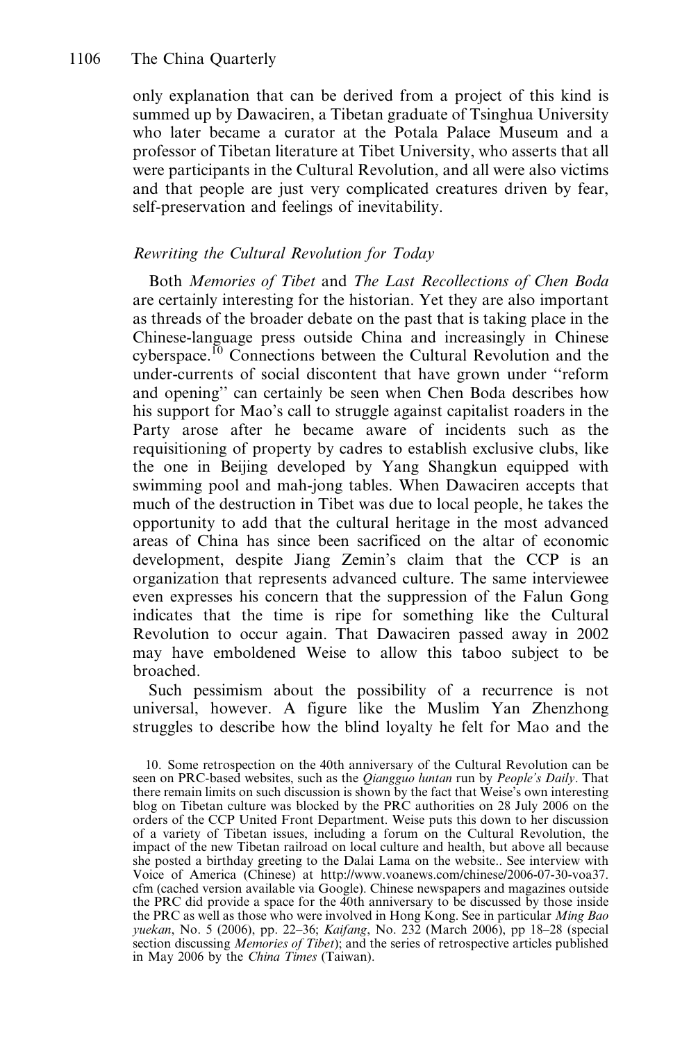only explanation that can be derived from a project of this kind is summed up by Dawaciren, a Tibetan graduate of Tsinghua University who later became a curator at the Potala Palace Museum and a professor of Tibetan literature at Tibet University, who asserts that all were participants in the Cultural Revolution, and all were also victims and that people are just very complicated creatures driven by fear, self-preservation and feelings of inevitability.

### *Rewriting the Cultural Revolution for Today*

Both *Memories of Tibet* and *The Last Recollections of Chen Boda* are certainly interesting for the historian. Yet they are also important as threads of the broader debate on the past that is taking place in the Chinese-language press outside China and increasingly in Chinese cyberspace.[10] Connections between the Cultural Revolution and the under-currents of social discontent that have grown under "reform and opening" can certainly be seen when Chen Boda describes how his support for Mao's call to struggle against capitalist roaders in the Party arose after he became aware of incidents such as the requisitioning of property by cadres to establish exclusive clubs, like the one in Beijing developed by Yang Shangkun equipped with swimming pool and mah-jong tables. When Dawaciren accepts that much of the destruction in Tibet was due to local people, he takes the opportunity to add that the cultural heritage in the most advanced areas of China has since been sacrificed on the altar of economic development, despite Jiang Zemin's claim that the CCP is an organization that represents advanced culture. The same interviewee even expresses his concern that the suppression of the Falun Gong indicates that the time is ripe for something like the Cultural Revolution to occur again. That Dawaciren passed away in 2002 may have emboldened Weise to allow this taboo subject to be broached.

Such pessimism about the possibility of a recurrence is not universal, however. A figure like the Muslim Yan Zhenzhong struggles to describe how the blind loyalty he felt for Mao and the

10. Some retrospection on the 40th anniversary of the Cultural Revolution can be seen on PRC-based websites, such as the *Qiangguo luntan* run by *People's Daily*. That there remain limits on such discussion is shown by the fact that Weise's own interesting blog on Tibetan culture was blocked by the PRC authorities on 28 July 2006 on the orders of the CCP United Front Department. Weise puts this down to her discussion of a variety of Tibetan issues, including a forum on the Cultural Revolution, the impact of the new Tibetan railroad on local culture and health, but above all because she posted a birthday greeting to the Dalai Lama on the website.. See interview with Voice of America (Chinese) at http://www.voanews.com/chinese/2006-07-30-voa37.cfm (cached version available via Google). Chinese newspapers and magazines outside the PRC did provide a space for the 40th anniversary to be discussed by those inside the PRC as well as those who were involved in Hong Kong. See in particular *Ming Bao yuekan*, No. 5 (2006), pp. 22–36; *Kaifang*, No. 232 (March 2006), pp 18–28 (special section discussing *Memories of Tibet*); and the series of retrospective articles published in May 2006 by the *China Times* (Taiwan).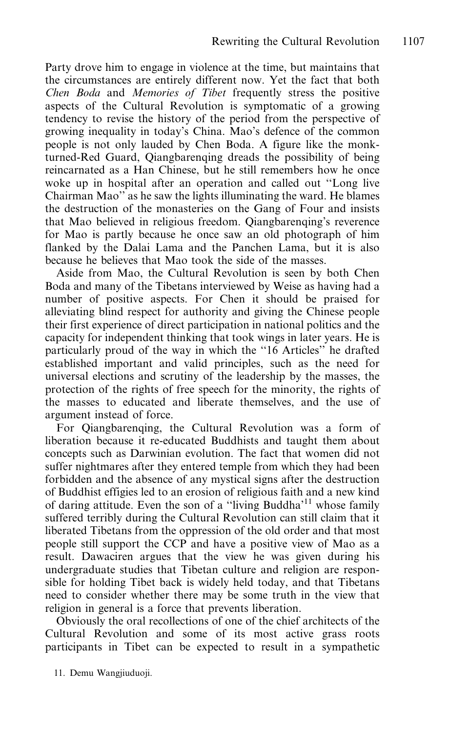Party drove him to engage in violence at the time, but maintains that the circumstances are entirely different now. Yet the fact that both *Chen Boda* and *Memories of Tibet* frequently stress the positive aspects of the Cultural Revolution is symptomatic of a growing tendency to revise the history of the period from the perspective of growing inequality in today's China. Mao's defence of the common people is not only lauded by Chen Boda. A figure like the monk-turned-Red Guard, Qiangbarenqing dreads the possibility of being reincarnated as a Han Chinese, but he still remembers how he once woke up in hospital after an operation and called out "Long live Chairman Mao" as he saw the lights illuminating the ward. He blames the destruction of the monasteries on the Gang of Four and insists that Mao believed in religious freedom. Qiangbarenqing's reverence for Mao is partly because he once saw an old photograph of him flanked by the Dalai Lama and the Panchen Lama, but it is also because he believes that Mao took the side of the masses.

Aside from Mao, the Cultural Revolution is seen by both Chen Boda and many of the Tibetans interviewed by Weise as having had a number of positive aspects. For Chen it should be praised for alleviating blind respect for authority and giving the Chinese people their first experience of direct participation in national politics and the capacity for independent thinking that took wings in later years. He is particularly proud of the way in which the "16 Articles" he drafted established important and valid principles, such as the need for universal elections and scrutiny of the leadership by the masses, the protection of the rights of free speech for the minority, the rights of the masses to educated and liberate themselves, and the use of argument instead of force.

For Qiangbarenqing, the Cultural Revolution was a form of liberation because it re-educated Buddhists and taught them about concepts such as Darwinian evolution. The fact that women did not suffer nightmares after they entered temple from which they had been forbidden and the absence of any mystical signs after the destruction of Buddhist effigies led to an erosion of religious faith and a new kind of daring attitude. Even the son of a "living Buddha'[11] whose family suffered terribly during the Cultural Revolution can still claim that it liberated Tibetans from the oppression of the old order and that most people still support the CCP and have a positive view of Mao as a result. Dawaciren argues that the view he was given during his undergraduate studies that Tibetan culture and religion are responsible for holding Tibet back is widely held today, and that Tibetans need to consider whether there may be some truth in the view that religion in general is a force that prevents liberation.

Obviously the oral recollections of one of the chief architects of the Cultural Revolution and some of its most active grass roots participants in Tibet can be expected to result in a sympathetic

11. Demu Wangjiuduoji.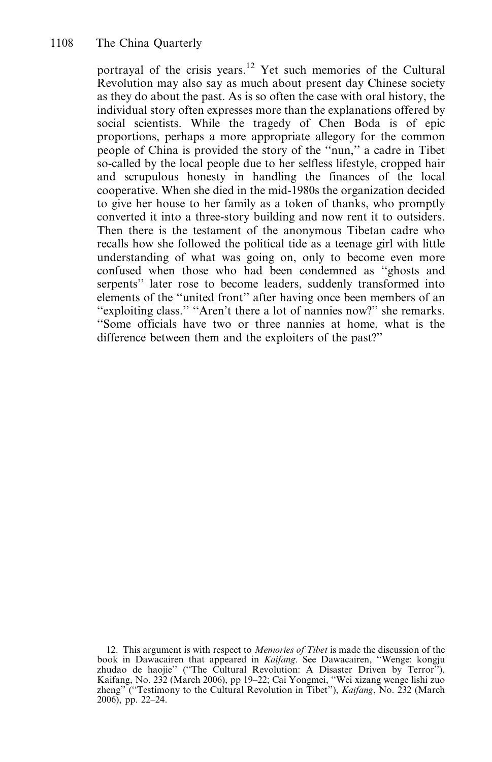portrayal of the crisis years.[12] Yet such memories of the Cultural Revolution may also say as much about present day Chinese society as they do about the past. As is so often the case with oral history, the individual story often expresses more than the explanations offered by social scientists. While the tragedy of Chen Boda is of epic proportions, perhaps a more appropriate allegory for the common people of China is provided the story of the ''nun,'' a cadre in Tibet so-called by the local people due to her selfless lifestyle, cropped hair and scrupulous honesty in handling the finances of the local cooperative. When she died in the mid-1980s the organization decided to give her house to her family as a token of thanks, who promptly converted it into a three-story building and now rent it to outsiders. Then there is the testament of the anonymous Tibetan cadre who recalls how she followed the political tide as a teenage girl with little understanding of what was going on, only to become even more confused when those who had been condemned as ''ghosts and serpents'' later rose to become leaders, suddenly transformed into elements of the ''united front'' after having once been members of an ''exploiting class.'' ''Aren't there a lot of nannies now?'' she remarks. ''Some officials have two or three nannies at home, what is the difference between them and the exploiters of the past?''

12. This argument is with respect to *Memories of Tibet* is made the discussion of the book in Dawacairen that appeared in *Kaifang*. See Dawacairen, ''Wenge: kongju zhudao de haojie'' (''The Cultural Revolution: A Disaster Driven by Terror''), Kaifang, No. 232 (March 2006), pp 19–22; Cai Yongmei, ''Wei xizang wenge lishi zuo zheng'' (''Testimony to the Cultural Revolution in Tibet''), *Kaifang*, No. 232 (March 2006), pp. 22–24.